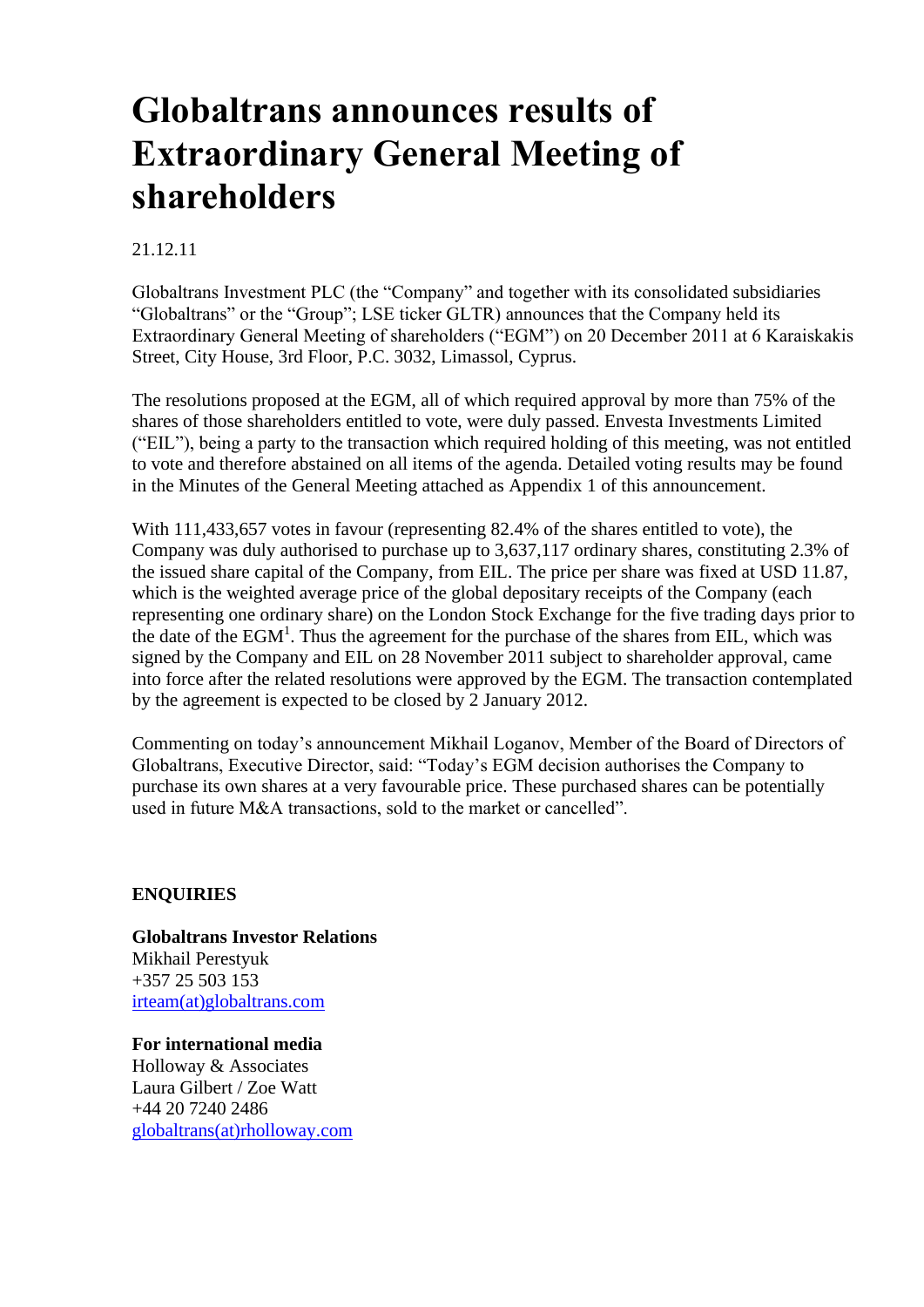# Globaltrans announces results of Extraordinary General Meeting of shareholders

21.12.11

Globaltrans Investment PLC (the "Company" and together with its consolidated subsidiaries "Globaltrans" or the "Group"; LSE ticker GLTR) announces that the Company held its Extraordinary General Meeting of shareholders ("EGM") on 20 December 2011 at 6 Karaiskakis Street, City House, 3rd Floor, P.C. 3032, Limassol, Cyprus.

The resolutions proposed at the EGM, all of which required approval by more than 75% of the shares of those shareholders entitled to vote, were duly passed. Envesta Investments Limited ("EIL"), being a party to the transaction which required holding of this meeting, was not entitled to vote and therefore abstained on all items of the agenda. Detailed voting results may be found in the Minutes of the General Meeting attached as Appendix 1 of this announcement.

With 111,433,657 votes in favour (representing 82.4% of the shares entitled to vote), the Company was duly authorised to purchase up to 3,637,117 ordinary shares, constituting 2.3% of the issued share capital of the Company, from EIL. The price per share was fixed at USD 11.87, which is the weighted average price of the global depositary receipts of the Company (each representing one ordinary share) on the London Stock Exchange for the five trading days prior to the date of the EGM[1]. Thus the agreement for the purchase of the shares from EIL, which was signed by the Company and EIL on 28 November 2011 subject to shareholder approval, came into force after the related resolutions were approved by the EGM. The transaction contemplated by the agreement is expected to be closed by 2 January 2012.

Commenting on today's announcement Mikhail Loganov, Member of the Board of Directors of Globaltrans, Executive Director, said: "Today's EGM decision authorises the Company to purchase its own shares at a very favourable price. These purchased shares can be potentially used in future M&A transactions, sold to the market or cancelled".

**ENQUIRIES**

**Globaltrans Investor Relations**
Mikhail Perestyuk
+357 25 503 153
irteam(at)globaltrans.com

**For international media**
Holloway & Associates
Laura Gilbert / Zoe Watt
+44 20 7240 2486
globaltrans(at)rholloway.com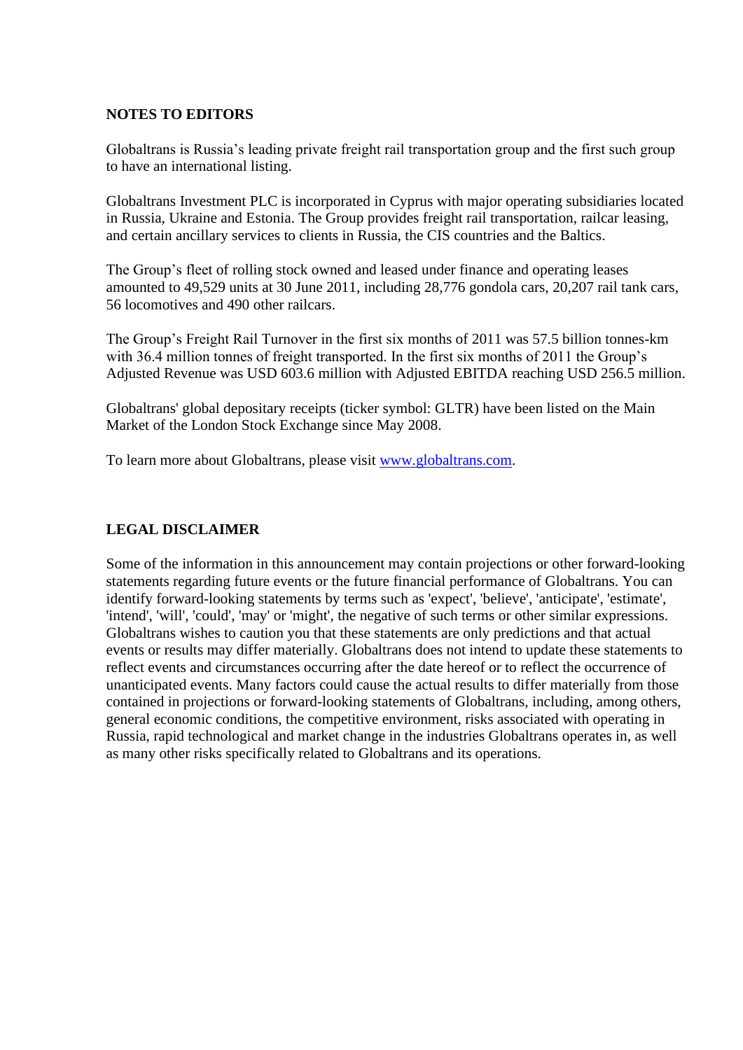## NOTES TO EDITORS

Globaltrans is Russia's leading private freight rail transportation group and the first such group to have an international listing.

Globaltrans Investment PLC is incorporated in Cyprus with major operating subsidiaries located in Russia, Ukraine and Estonia. The Group provides freight rail transportation, railcar leasing, and certain ancillary services to clients in Russia, the CIS countries and the Baltics.

The Group's fleet of rolling stock owned and leased under finance and operating leases amounted to 49,529 units at 30 June 2011, including 28,776 gondola cars, 20,207 rail tank cars, 56 locomotives and 490 other railcars.

The Group's Freight Rail Turnover in the first six months of 2011 was 57.5 billion tonnes-km with 36.4 million tonnes of freight transported. In the first six months of 2011 the Group's Adjusted Revenue was USD 603.6 million with Adjusted EBITDA reaching USD 256.5 million.

Globaltrans' global depositary receipts (ticker symbol: GLTR) have been listed on the Main Market of the London Stock Exchange since May 2008.

To learn more about Globaltrans, please visit [www.globaltrans.com](http://www.globaltrans.com).

## LEGAL DISCLAIMER

Some of the information in this announcement may contain projections or other forward-looking statements regarding future events or the future financial performance of Globaltrans. You can identify forward-looking statements by terms such as 'expect', 'believe', 'anticipate', 'estimate', 'intend', 'will', 'could', 'may' or 'might', the negative of such terms or other similar expressions. Globaltrans wishes to caution you that these statements are only predictions and that actual events or results may differ materially. Globaltrans does not intend to update these statements to reflect events and circumstances occurring after the date hereof or to reflect the occurrence of unanticipated events. Many factors could cause the actual results to differ materially from those contained in projections or forward-looking statements of Globaltrans, including, among others, general economic conditions, the competitive environment, risks associated with operating in Russia, rapid technological and market change in the industries Globaltrans operates in, as well as many other risks specifically related to Globaltrans and its operations.